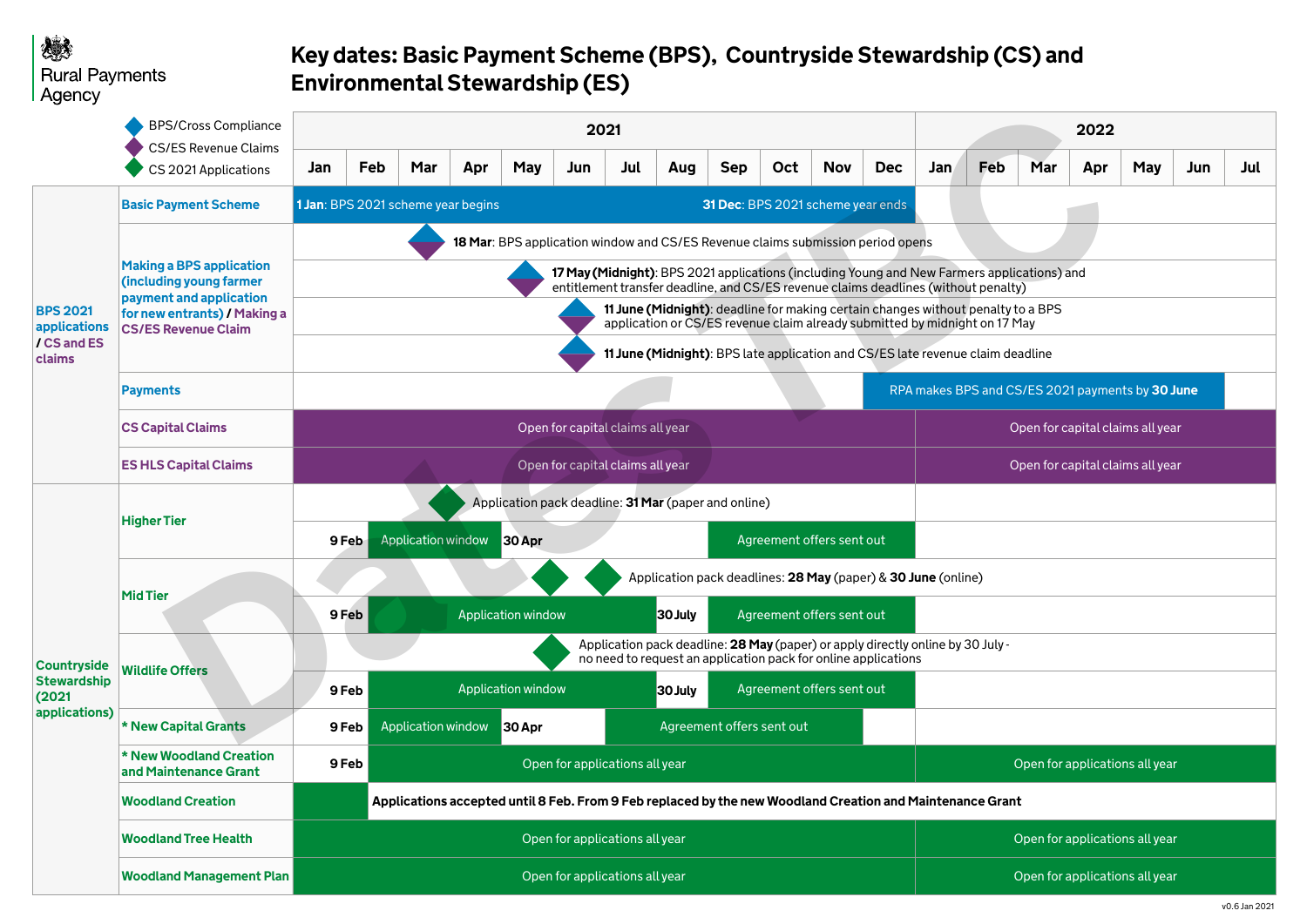Rural Payments Agency

# Key dates: Basic Payment Scheme (BPS), Countryside Stewardship (CS) and Environmental Stewardship (ES)

Legend:
- BPS/Cross Compliance
- CS/ES Revenue Claims
- CS 2021 Applications

Timeline: 2021 (Jan – Dec), 2022 (Jan – Jul)

## BPS 2021 applications / CS and ES claims

| Item | Key dates |
|---|---|
| Basic Payment Scheme | **1 Jan**: BPS 2021 scheme year begins — **31 Dec**: BPS 2021 scheme year ends |
| Making a BPS application (including young farmer payment and application for new entrants) / Making a CS/ES Revenue Claim | **18 Mar**: BPS application window and CS/ES Revenue claims submission period opens |
| | **17 May (Midnight)**: BPS 2021 applications (including Young and New Farmers applications) and entitlement transfer deadline, and CS/ES revenue claims deadlines (without penalty) |
| | **11 June (Midnight)**: deadline for making certain changes without penalty to a BPS application or CS/ES revenue claim already submitted by midnight on 17 May |
| | **11 June (Midnight)**: BPS late application and CS/ES late revenue claim deadline |
| Payments | RPA makes BPS and CS/ES 2021 payments by **30 June** (Dec 2021 – Jun 2022) |
| CS Capital Claims | 2021: Open for capital claims all year; 2022: Open for capital claims all year |
| ES HLS Capital Claims | 2021: Open for capital claims all year; 2022: Open for capital claims all year |

## Countryside Stewardship (2021 applications)

| Item | Key dates |
|---|---|
| Higher Tier | Application pack deadline: **31 Mar** (paper and online) |
| | **9 Feb** – Application window – **30 Apr**; Agreement offers sent out (Sep – Dec) |
| Mid Tier | Application pack deadlines: **28 May** (paper) & **30 June** (online) |
| | **9 Feb** – Application window – **30 July**; Agreement offers sent out (Sep – Dec) |
| Wildlife Offers | Application pack deadline: **28 May** (paper) or apply directly online by 30 July - no need to request an application pack for online applications |
| | **9 Feb** – Application window – **30 July**; Agreement offers sent out (Sep – Dec) |
| * New Capital Grants | **9 Feb** – Application window – **30 Apr**; Agreement offers sent out (Jul – Nov) |
| * New Woodland Creation and Maintenance Grant | **9 Feb** – 2021: Open for applications all year; 2022: Open for applications all year |
| Woodland Creation | **Applications accepted until 8 Feb. From 9 Feb replaced by the new Woodland Creation and Maintenance Grant** |
| Woodland Tree Health | 2021: Open for applications all year; 2022: Open for applications all year |
| Woodland Management Plan | 2021: Open for applications all year; 2022: Open for applications all year |

Dates TBC

v0.6 Jan 2021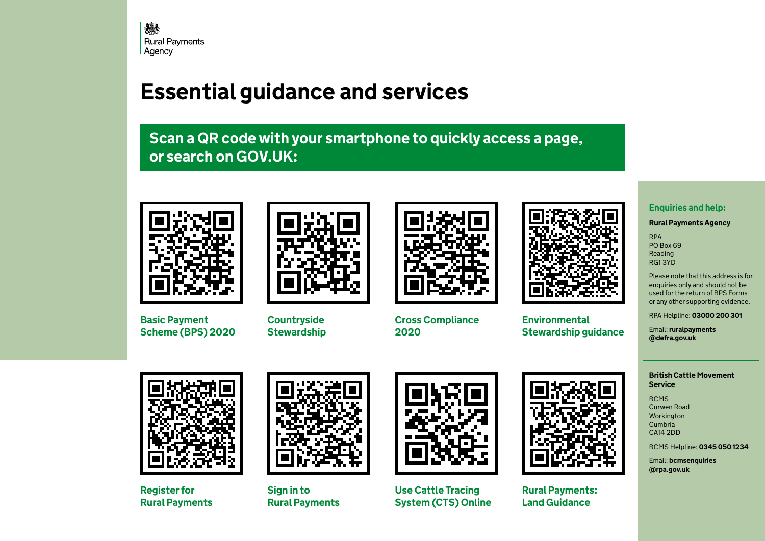Rural Payments Agency

# Essential guidance and services

## Scan a QR code with your smartphone to quickly access a page, or search on GOV.UK:

**Basic Payment Scheme (BPS) 2020**

**Countryside Stewardship**

**Cross Compliance 2020**

**Environmental Stewardship guidance**

**Register for Rural Payments**

**Sign in to Rural Payments**

**Use Cattle Tracing System (CTS) Online**

**Rural Payments: Land Guidance**

### Enquiries and help:

**Rural Payments Agency**

RPA
PO Box 69
Reading
RG1 3YD

Please note that this address is for enquiries only and should not be used for the return of BPS Forms or any other supporting evidence.

RPA Helpline: **03000 200 301**

Email: **ruralpayments@defra.gov.uk**

**British Cattle Movement Service**

BCMS
Curwen Road
Workington
Cumbria
CA14 2DD

BCMS Helpline: **0345 050 1234**

Email: **bcmsenquiries@rpa.gov.uk**